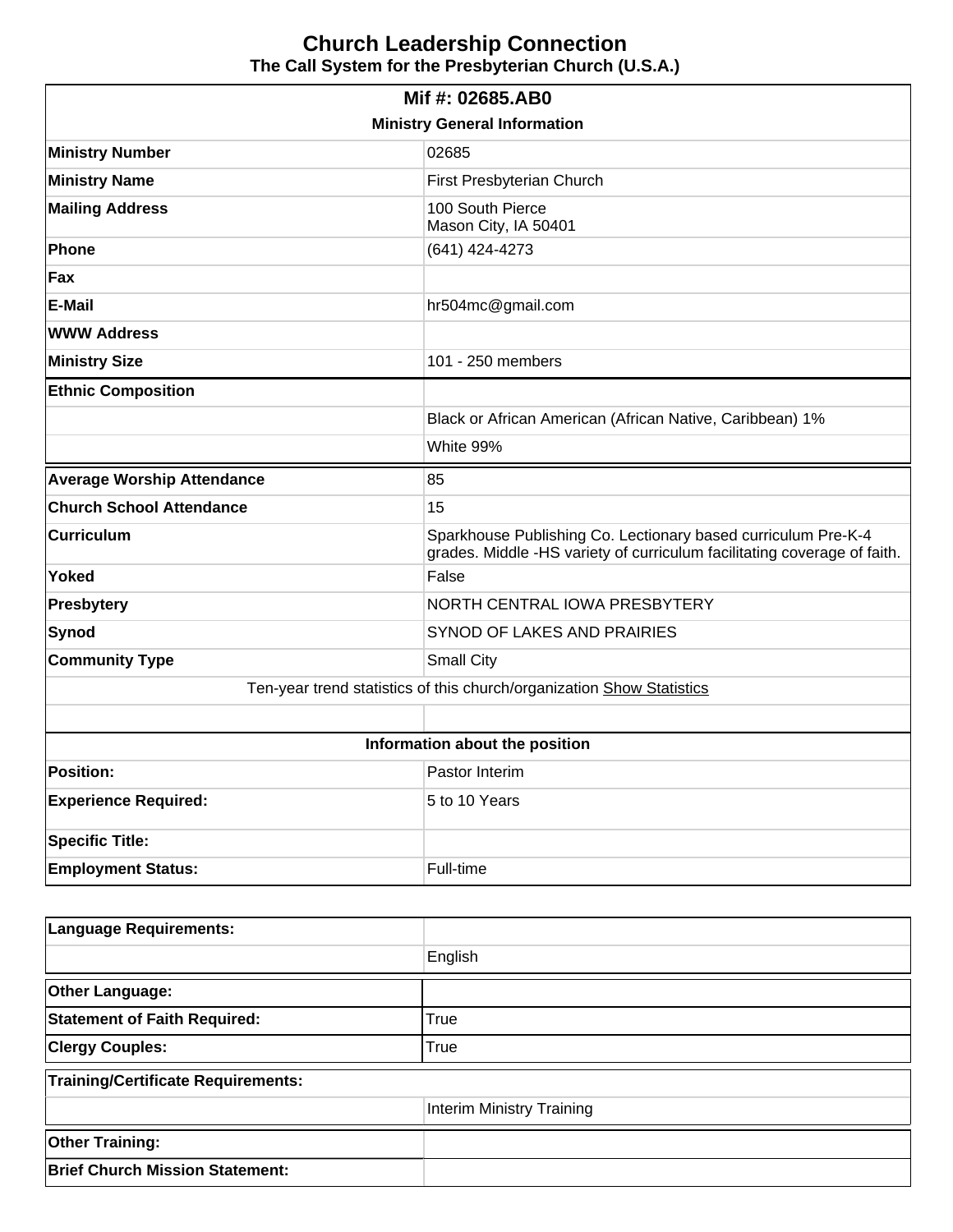# Church Leadership Connection

**The Call System for the Presbyterian Church (U.S.A.)**

| Mif #: 02685.AB0 | |
|---|---|
| **Ministry General Information** | |
| **Ministry Number** | 02685 |
| **Ministry Name** | First Presbyterian Church |
| **Mailing Address** | 100 South Pierce<br>Mason City, IA 50401 |
| **Phone** | (641) 424-4273 |
| **Fax** | |
| **E-Mail** | hr504mc@gmail.com |
| **WWW Address** | |
| **Ministry Size** | 101 - 250 members |
| **Ethnic Composition** | |
| | Black or African American (African Native, Caribbean) 1% |
| | White 99% |
| **Average Worship Attendance** | 85 |
| **Church School Attendance** | 15 |
| **Curriculum** | Sparkhouse Publishing Co. Lectionary based curriculum Pre-K-4 grades. Middle -HS variety of curriculum facilitating coverage of faith. |
| **Yoked** | False |
| **Presbytery** | NORTH CENTRAL IOWA PRESBYTERY |
| **Synod** | SYNOD OF LAKES AND PRAIRIES |
| **Community Type** | Small City |
| Ten-year trend statistics of this church/organization Show Statistics | |
| | |
| **Information about the position** | |
| **Position:** | Pastor Interim |
| **Experience Required:** | 5 to 10 Years |
| **Specific Title:** | |
| **Employment Status:** | Full-time |

| Language Requirements: | |
|---|---|
| | English |
| **Other Language:** | |
| **Statement of Faith Required:** | True |
| **Clergy Couples:** | True |
| **Training/Certificate Requirements:** | |
| | Interim Ministry Training |
| **Other Training:** | |
| **Brief Church Mission Statement:** | |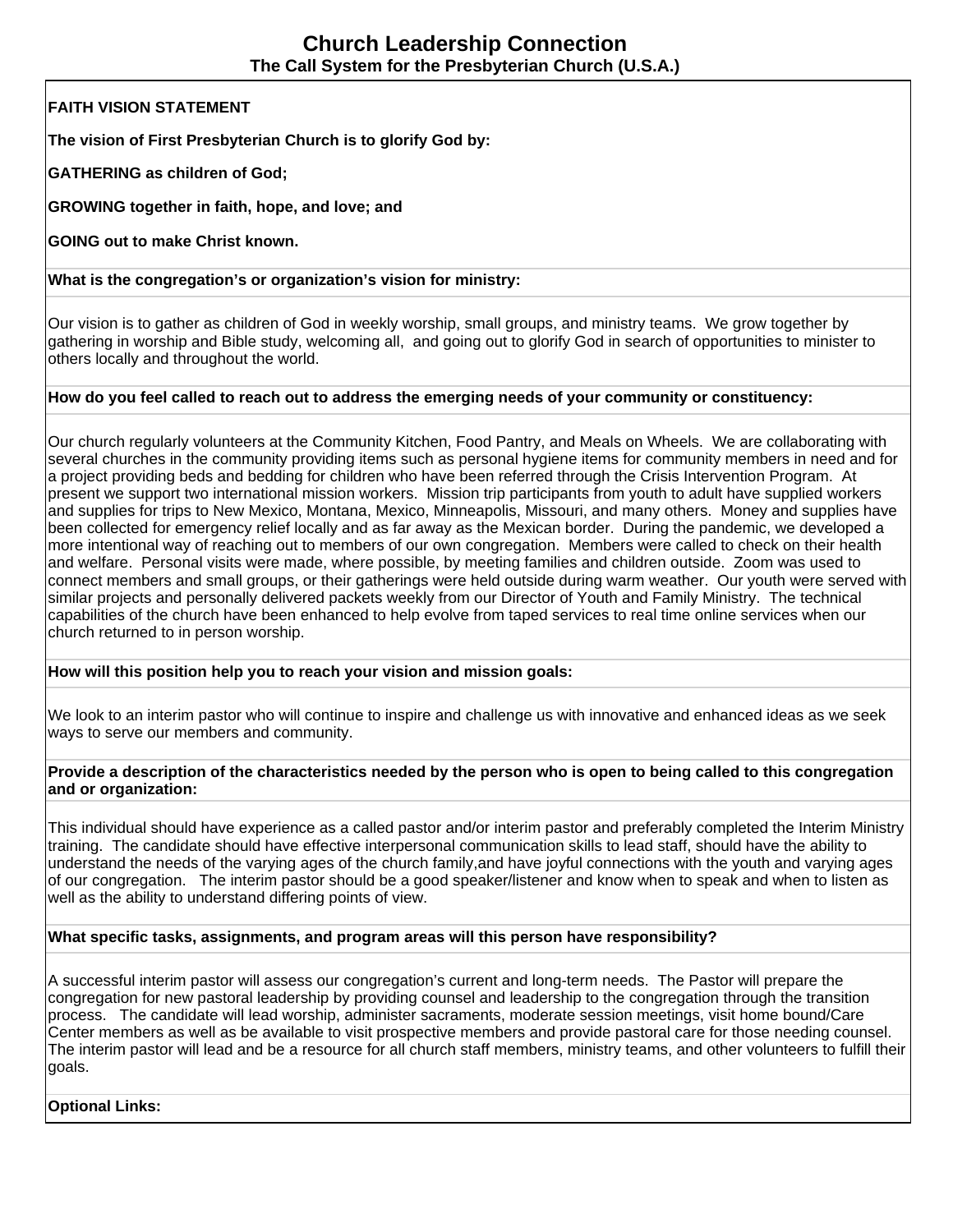# Church Leadership Connection

**The Call System for the Presbyterian Church (U.S.A.)**

**FAITH VISION STATEMENT**

**The vision of First Presbyterian Church is to glorify God by:**

**GATHERING as children of God;**

**GROWING together in faith, hope, and love; and**

**GOING out to make Christ known.**

**What is the congregation's or organization's vision for ministry:**

Our vision is to gather as children of God in weekly worship, small groups, and ministry teams. We grow together by gathering in worship and Bible study, welcoming all, and going out to glorify God in search of opportunities to minister to others locally and throughout the world.

**How do you feel called to reach out to address the emerging needs of your community or constituency:**

Our church regularly volunteers at the Community Kitchen, Food Pantry, and Meals on Wheels. We are collaborating with several churches in the community providing items such as personal hygiene items for community members in need and for a project providing beds and bedding for children who have been referred through the Crisis Intervention Program. At present we support two international mission workers. Mission trip participants from youth to adult have supplied workers and supplies for trips to New Mexico, Montana, Mexico, Minneapolis, Missouri, and many others. Money and supplies have been collected for emergency relief locally and as far away as the Mexican border. During the pandemic, we developed a more intentional way of reaching out to members of our own congregation. Members were called to check on their health and welfare. Personal visits were made, where possible, by meeting families and children outside. Zoom was used to connect members and small groups, or their gatherings were held outside during warm weather. Our youth were served with similar projects and personally delivered packets weekly from our Director of Youth and Family Ministry. The technical capabilities of the church have been enhanced to help evolve from taped services to real time online services when our church returned to in person worship.

**How will this position help you to reach your vision and mission goals:**

We look to an interim pastor who will continue to inspire and challenge us with innovative and enhanced ideas as we seek ways to serve our members and community.

**Provide a description of the characteristics needed by the person who is open to being called to this congregation and or organization:**

This individual should have experience as a called pastor and/or interim pastor and preferably completed the Interim Ministry training. The candidate should have effective interpersonal communication skills to lead staff, should have the ability to understand the needs of the varying ages of the church family,and have joyful connections with the youth and varying ages of our congregation. The interim pastor should be a good speaker/listener and know when to speak and when to listen as well as the ability to understand differing points of view.

**What specific tasks, assignments, and program areas will this person have responsibility?**

A successful interim pastor will assess our congregation's current and long-term needs. The Pastor will prepare the congregation for new pastoral leadership by providing counsel and leadership to the congregation through the transition process. The candidate will lead worship, administer sacraments, moderate session meetings, visit home bound/Care Center members as well as be available to visit prospective members and provide pastoral care for those needing counsel. The interim pastor will lead and be a resource for all church staff members, ministry teams, and other volunteers to fulfill their goals.

**Optional Links:**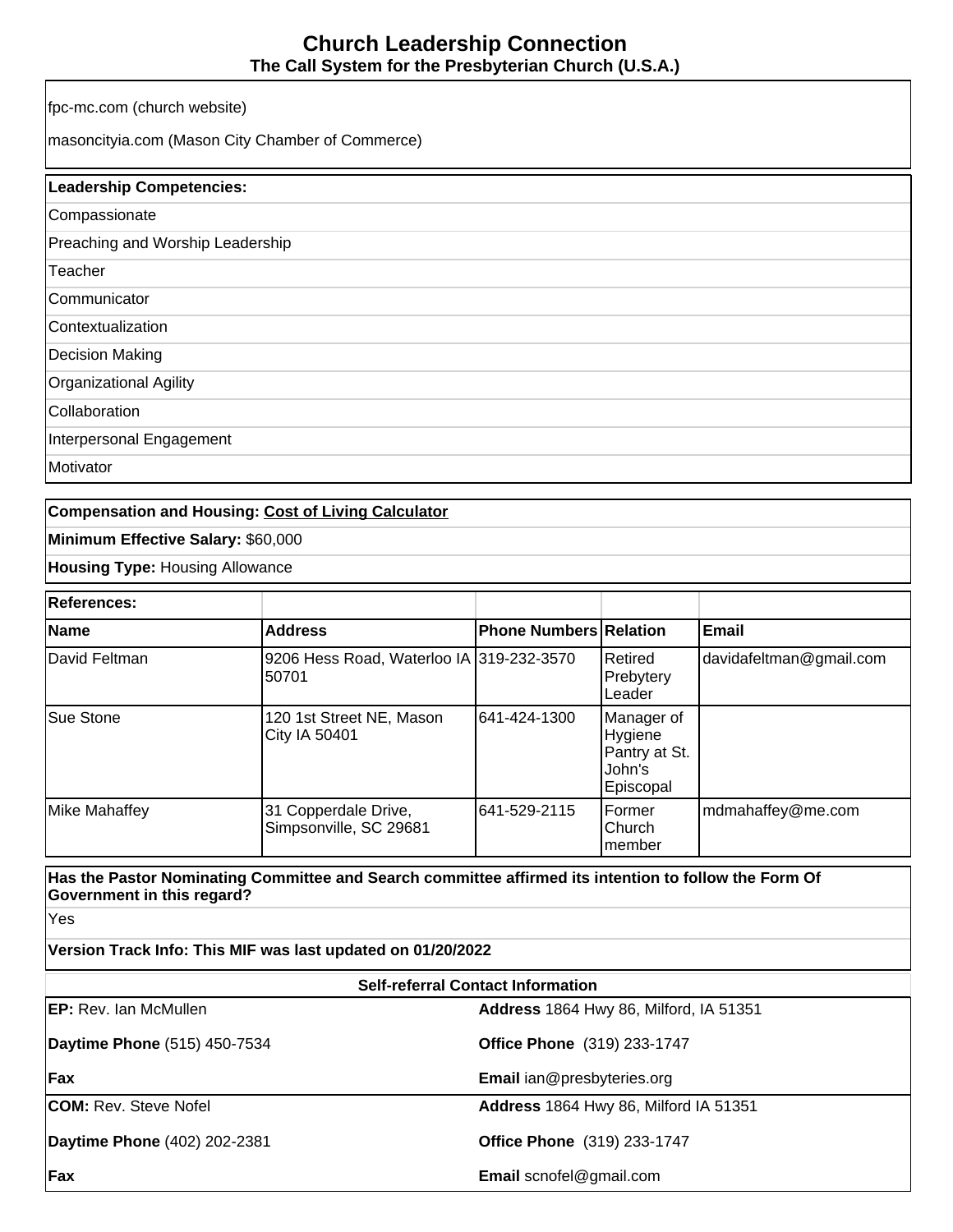fpc-mc.com (church website)

masoncityia.com (Mason City Chamber of Commerce)

| **Leadership Competencies:** |
|---|
| Compassionate |
| Preaching and Worship Leadership |
| Teacher |
| Communicator |
| Contextualization |
| Decision Making |
| Organizational Agility |
| Collaboration |
| Interpersonal Engagement |
| Motivator |

**Compensation and Housing:** Cost of Living Calculator

**Minimum Effective Salary:** $60,000

**Housing Type:** Housing Allowance

| **References:** | | | | |
|---|---|---|---|---|
| **Name** | **Address** | **Phone Numbers** | **Relation** | **Email** |
| David Feltman | 9206 Hess Road, Waterloo IA 50701 | 319-232-3570 | Retired Prebytery Leader | davidafeltman@gmail.com |
| Sue Stone | 120 1st Street NE, Mason City IA 50401 | 641-424-1300 | Manager of Hygiene Pantry at St. John's Episcopal | |
| Mike Mahaffey | 31 Copperdale Drive, Simpsonville, SC 29681 | 641-529-2115 | Former Church member | mdmahaffey@me.com |

**Has the Pastor Nominating Committee and Search committee affirmed its intention to follow the Form Of Government in this regard?**

Yes

**Version Track Info: This MIF was last updated on 01/20/2022**

**Self-referral Contact Information**

| | |
|---|---|
| **EP:** Rev. Ian McMullen | **Address** 1864 Hwy 86, Milford, IA 51351 |
| **Daytime Phone** (515) 450-7534 | **Office Phone** (319) 233-1747 |
| **Fax** | **Email** ian@presbyteries.org |
| **COM:** Rev. Steve Nofel | **Address** 1864 Hwy 86, Milford IA 51351 |
| **Daytime Phone** (402) 202-2381 | **Office Phone** (319) 233-1747 |
| **Fax** | **Email** scnofel@gmail.com |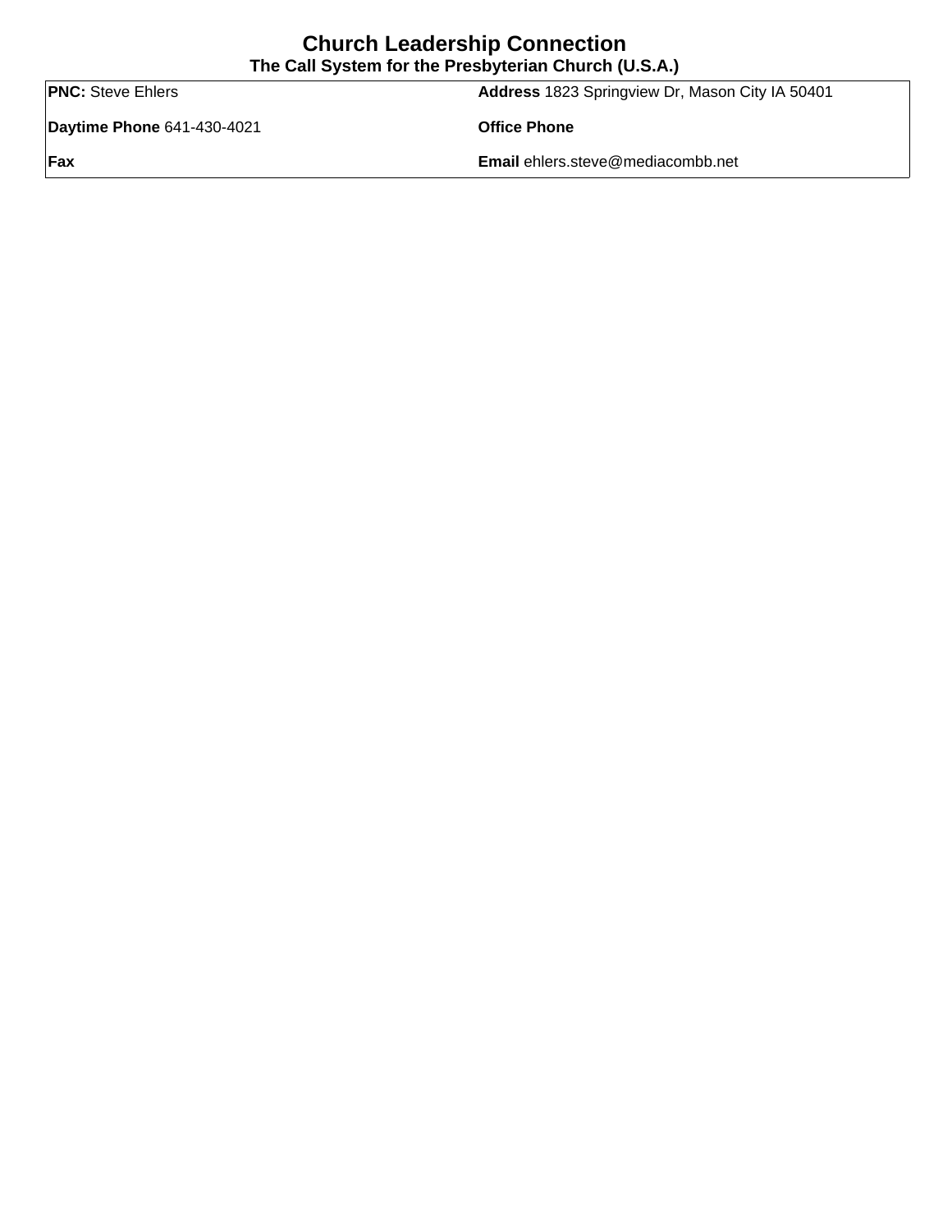# Church Leadership Connection

## The Call System for the Presbyterian Church (U.S.A.)

| | |
|---|---|
| **PNC:** Steve Ehlers | **Address** 1823 Springview Dr, Mason City IA 50401 |
| **Daytime Phone** 641-430-4021 | **Office Phone** |
| **Fax** | **Email** ehlers.steve@mediacombb.net |